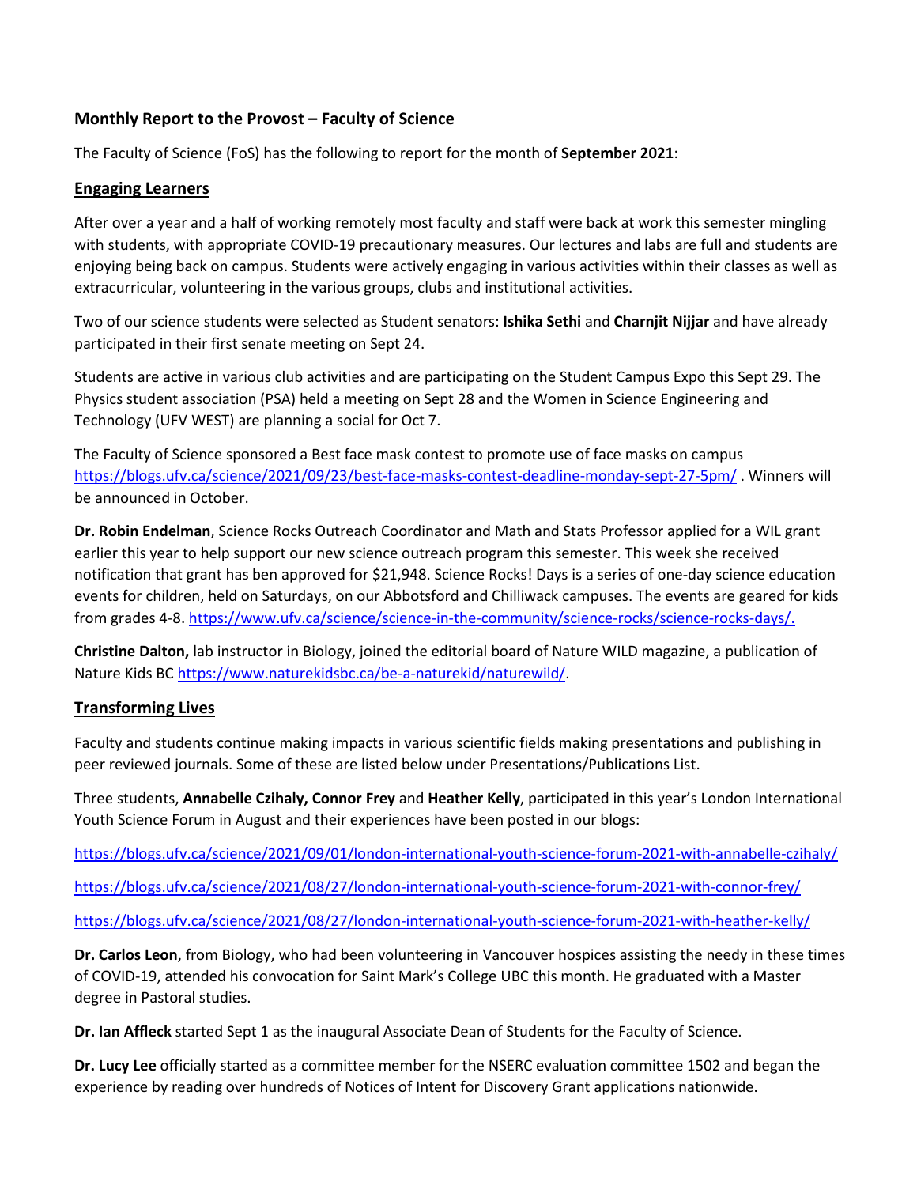### Monthly Report to the Provost – Faculty of Science

The Faculty of Science (FoS) has the following to report for the month of **September 2021**:

## Engaging Learners

After over a year and a half of working remotely most faculty and staff were back at work this semester mingling with students, with appropriate COVID-19 precautionary measures. Our lectures and labs are full and students are enjoying being back on campus. Students were actively engaging in various activities within their classes as well as extracurricular, volunteering in the various groups, clubs and institutional activities.

Two of our science students were selected as Student senators: **Ishika Sethi** and **Charnjit Nijjar** and have already participated in their first senate meeting on Sept 24.

Students are active in various club activities and are participating on the Student Campus Expo this Sept 29. The Physics student association (PSA) held a meeting on Sept 28 and the Women in Science Engineering and Technology (UFV WEST) are planning a social for Oct 7.

The Faculty of Science sponsored a Best face mask contest to promote use of face masks on campus https://blogs.ufv.ca/science/2021/09/23/best-face-masks-contest-deadline-monday-sept-27-5pm/ . Winners will be announced in October.

**Dr. Robin Endelman**, Science Rocks Outreach Coordinator and Math and Stats Professor applied for a WIL grant earlier this year to help support our new science outreach program this semester. This week she received notification that grant has ben approved for $21,948. Science Rocks! Days is a series of one-day science education events for children, held on Saturdays, on our Abbotsford and Chilliwack campuses. The events are geared for kids from grades 4-8. https://www.ufv.ca/science/science-in-the-community/science-rocks/science-rocks-days/.

**Christine Dalton,** lab instructor in Biology, joined the editorial board of Nature WILD magazine, a publication of Nature Kids BC https://www.naturekidsbc.ca/be-a-naturekid/naturewild/.

## Transforming Lives

Faculty and students continue making impacts in various scientific fields making presentations and publishing in peer reviewed journals. Some of these are listed below under Presentations/Publications List.

Three students, **Annabelle Czihaly, Connor Frey** and **Heather Kelly**, participated in this year's London International Youth Science Forum in August and their experiences have been posted in our blogs:

https://blogs.ufv.ca/science/2021/09/01/london-international-youth-science-forum-2021-with-annabelle-czihaly/

https://blogs.ufv.ca/science/2021/08/27/london-international-youth-science-forum-2021-with-connor-frey/

https://blogs.ufv.ca/science/2021/08/27/london-international-youth-science-forum-2021-with-heather-kelly/

**Dr. Carlos Leon**, from Biology, who had been volunteering in Vancouver hospices assisting the needy in these times of COVID-19, attended his convocation for Saint Mark's College UBC this month. He graduated with a Master degree in Pastoral studies.

**Dr. Ian Affleck** started Sept 1 as the inaugural Associate Dean of Students for the Faculty of Science.

**Dr. Lucy Lee** officially started as a committee member for the NSERC evaluation committee 1502 and began the experience by reading over hundreds of Notices of Intent for Discovery Grant applications nationwide.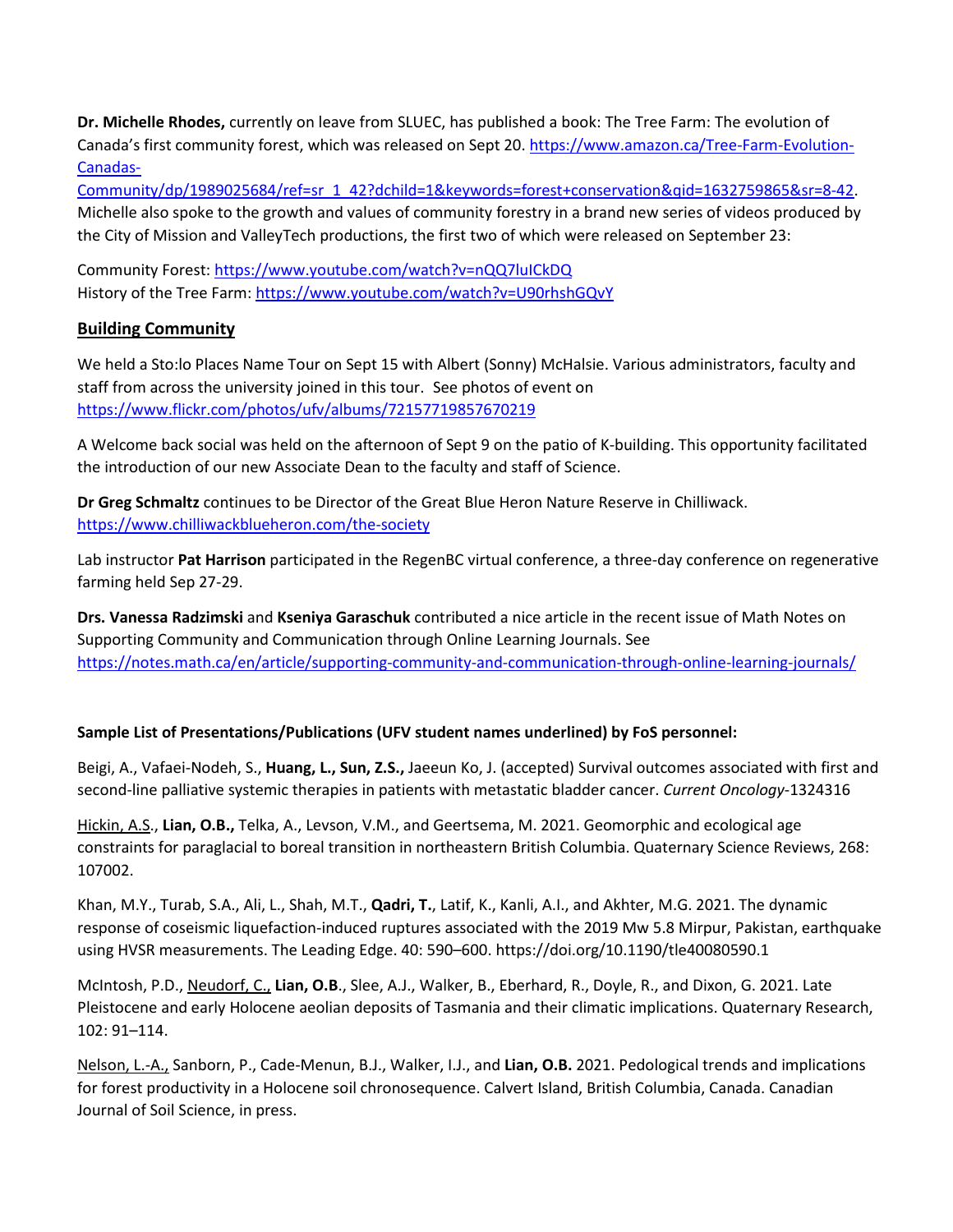**Dr. Michelle Rhodes,** currently on leave from SLUEC, has published a book: The Tree Farm: The evolution of Canada's first community forest, which was released on Sept 20. https://www.amazon.ca/Tree-Farm-Evolution-Canadas-Community/dp/1989025684/ref=sr_1_42?dchild=1&keywords=forest+conservation&qid=1632759865&sr=8-42. Michelle also spoke to the growth and values of community forestry in a brand new series of videos produced by the City of Mission and ValleyTech productions, the first two of which were released on September 23:

Community Forest: https://www.youtube.com/watch?v=nQQ7luICkDQ
History of the Tree Farm: https://www.youtube.com/watch?v=U90rhshGQvY

## Building Community

We held a Sto:lo Places Name Tour on Sept 15 with Albert (Sonny) McHalsie. Various administrators, faculty and staff from across the university joined in this tour. See photos of event on https://www.flickr.com/photos/ufv/albums/72157719857670219

A Welcome back social was held on the afternoon of Sept 9 on the patio of K-building. This opportunity facilitated the introduction of our new Associate Dean to the faculty and staff of Science.

**Dr Greg Schmaltz** continues to be Director of the Great Blue Heron Nature Reserve in Chilliwack. https://www.chilliwackblueheron.com/the-society

Lab instructor **Pat Harrison** participated in the RegenBC virtual conference, a three-day conference on regenerative farming held Sep 27-29.

**Drs. Vanessa Radzimski** and **Kseniya Garaschuk** contributed a nice article in the recent issue of Math Notes on Supporting Community and Communication through Online Learning Journals. See https://notes.math.ca/en/article/supporting-community-and-communication-through-online-learning-journals/

**Sample List of Presentations/Publications (UFV student names underlined) by FoS personnel:**

Beigi, A., Vafaei-Nodeh, S., **Huang, L., Sun, Z.S.,** Jaeeun Ko, J. (accepted) Survival outcomes associated with first and second-line palliative systemic therapies in patients with metastatic bladder cancer. *Current Oncology*-1324316

<u>Hickin, A.S</u>., **Lian, O.B.,** Telka, A., Levson, V.M., and Geertsema, M. 2021. Geomorphic and ecological age constraints for paraglacial to boreal transition in northeastern British Columbia. Quaternary Science Reviews, 268: 107002.

Khan, M.Y., Turab, S.A., Ali, L., Shah, M.T., **Qadri, T.**, Latif, K., Kanli, A.I., and Akhter, M.G. 2021. The dynamic response of coseismic liquefaction-induced ruptures associated with the 2019 Mw 5.8 Mirpur, Pakistan, earthquake using HVSR measurements. The Leading Edge. 40: 590–600. https://doi.org/10.1190/tle40080590.1

McIntosh, P.D., <u>Neudorf, C.,</u> **Lian, O.B**., Slee, A.J., Walker, B., Eberhard, R., Doyle, R., and Dixon, G. 2021. Late Pleistocene and early Holocene aeolian deposits of Tasmania and their climatic implications. Quaternary Research, 102: 91–114.

<u>Nelson, L.-A.,</u> Sanborn, P., Cade-Menun, B.J., Walker, I.J., and **Lian, O.B.** 2021. Pedological trends and implications for forest productivity in a Holocene soil chronosequence. Calvert Island, British Columbia, Canada. Canadian Journal of Soil Science, in press.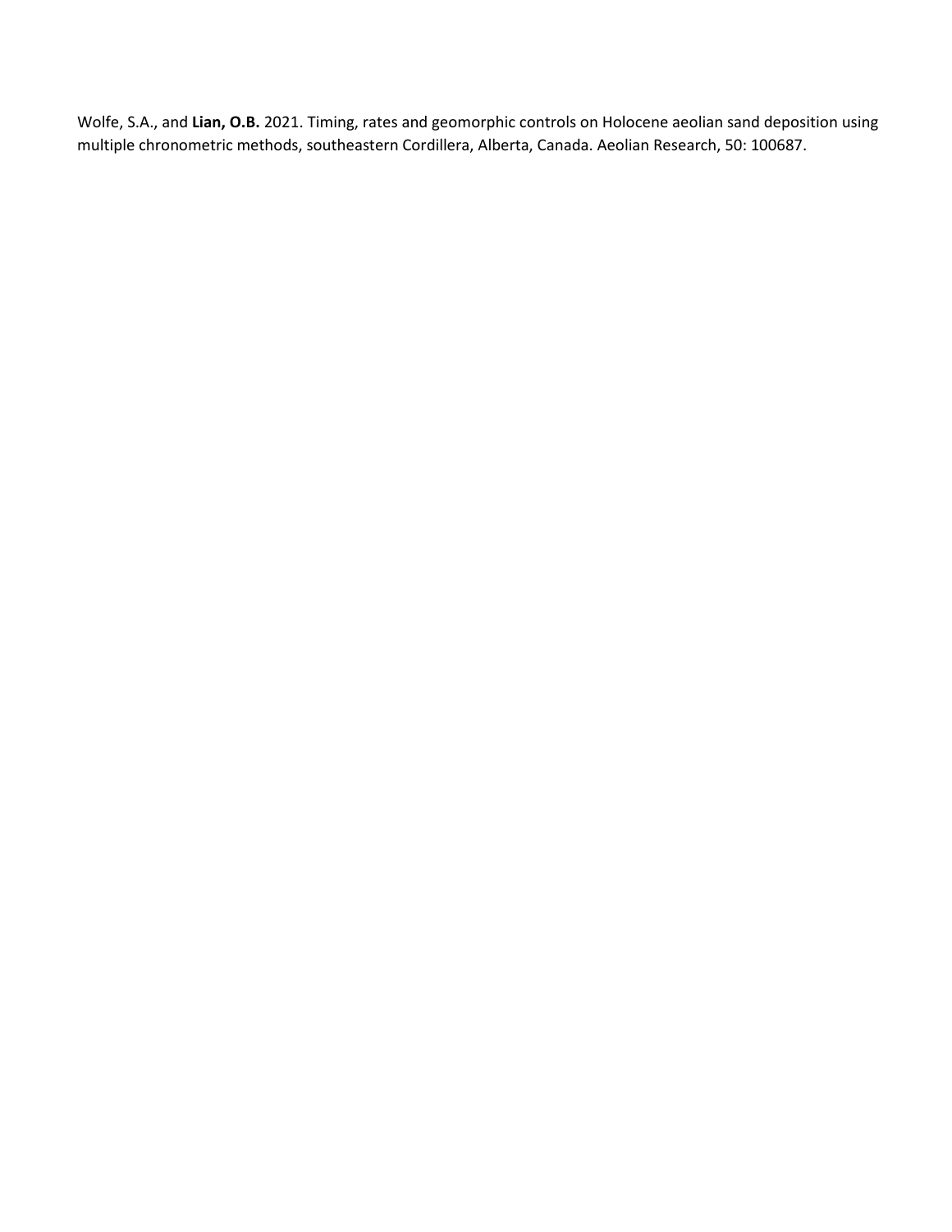Wolfe, S.A., and **Lian, O.B.** 2021. Timing, rates and geomorphic controls on Holocene aeolian sand deposition using multiple chronometric methods, southeastern Cordillera, Alberta, Canada. Aeolian Research, 50: 100687.